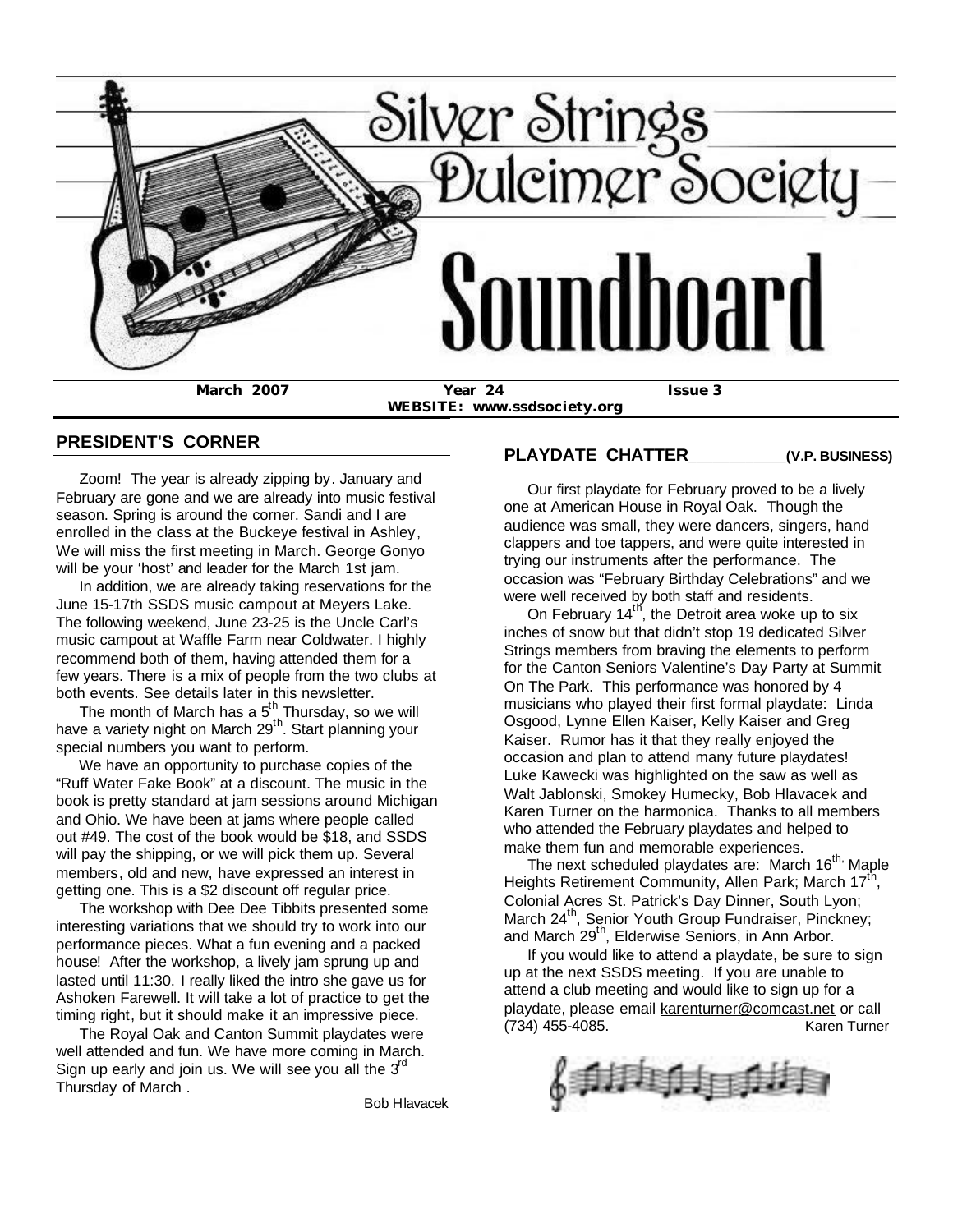# Silver Strings Dulcimer Society

# Soundboard

**March 2007 Year 24 Issue 3**

**WEBSITE: www.ssdsociety.org**

## PRESIDENT'S CORNER

Zoom! The year is already zipping by. January and February are gone and we are already into music festival season. Spring is around the corner. Sandi and I are enrolled in the class at the Buckeye festival in Ashley, We will miss the first meeting in March. George Gonyo will be your 'host' and leader for the March 1st jam.

In addition, we are already taking reservations for the June 15-17th SSDS music campout at Meyers Lake. The following weekend, June 23-25 is the Uncle Carl's music campout at Waffle Farm near Coldwater. I highly recommend both of them, having attended them for a few years. There is a mix of people from the two clubs at both events. See details later in this newsletter.

The month of March has a 5th Thursday, so we will have a variety night on March 29th. Start planning your special numbers you want to perform.

We have an opportunity to purchase copies of the "Ruff Water Fake Book" at a discount. The music in the book is pretty standard at jam sessions around Michigan and Ohio. We have been at jams where people called out #49. The cost of the book would be $18, and SSDS will pay the shipping, or we will pick them up. Several members, old and new, have expressed an interest in getting one. This is a $2 discount off regular price.

The workshop with Dee Dee Tibbits presented some interesting variations that we should try to work into our performance pieces. What a fun evening and a packed house! After the workshop, a lively jam sprung up and lasted until 11:30. I really liked the intro she gave us for Ashoken Farewell. It will take a lot of practice to get the timing right, but it should make it an impressive piece.

The Royal Oak and Canton Summit playdates were well attended and fun. We have more coming in March. Sign up early and join us. We will see you all the 3rd Thursday of March .

Bob Hlavacek

## PLAYDATE CHATTER___________(V.P. BUSINESS)

Our first playdate for February proved to be a lively one at American House in Royal Oak. Though the audience was small, they were dancers, singers, hand clappers and toe tappers, and were quite interested in trying our instruments after the performance. The occasion was "February Birthday Celebrations" and we were well received by both staff and residents.

On February 14th, the Detroit area woke up to six inches of snow but that didn't stop 19 dedicated Silver Strings members from braving the elements to perform for the Canton Seniors Valentine's Day Party at Summit On The Park. This performance was honored by 4 musicians who played their first formal playdate: Linda Osgood, Lynne Ellen Kaiser, Kelly Kaiser and Greg Kaiser. Rumor has it that they really enjoyed the occasion and plan to attend many future playdates! Luke Kawecki was highlighted on the saw as well as Walt Jablonski, Smokey Humecky, Bob Hlavacek and Karen Turner on the harmonica. Thanks to all members who attended the February playdates and helped to make them fun and memorable experiences.

The next scheduled playdates are: March 16th, Maple Heights Retirement Community, Allen Park; March 17th, Colonial Acres St. Patrick's Day Dinner, South Lyon; March 24th, Senior Youth Group Fundraiser, Pinckney; and March 29th, Elderwise Seniors, in Ann Arbor.

If you would like to attend a playdate, be sure to sign up at the next SSDS meeting. If you are unable to attend a club meeting and would like to sign up for a playdate, please email karenturner@comcast.net or call (734) 455-4085.

Karen Turner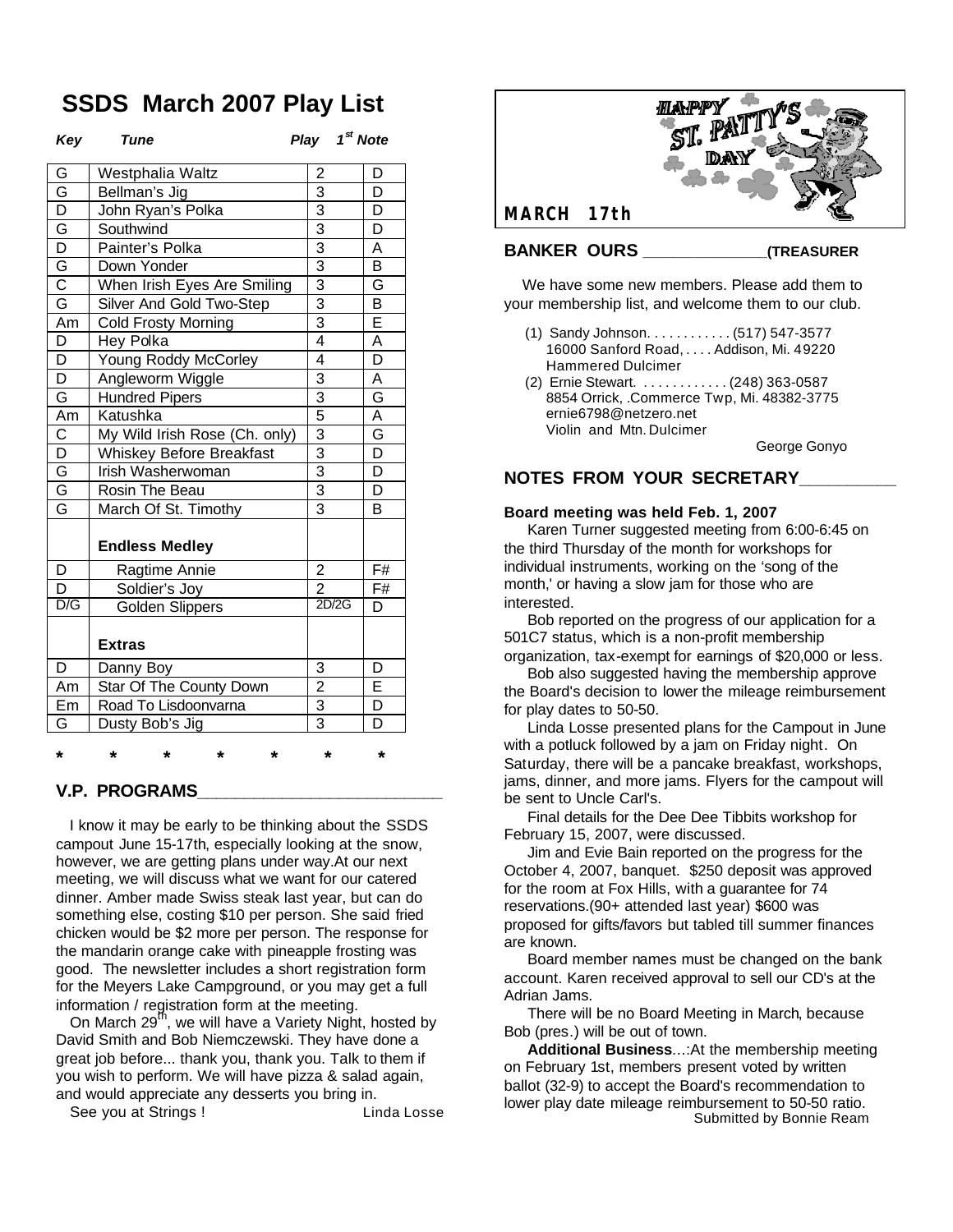# SSDS March 2007 Play List

| Key | Tune | Play | 1st Note |
|---|---|---|---|
| G | Westphalia Waltz | 2 | D |
| G | Bellman's Jig | 3 | D |
| D | John Ryan's Polka | 3 | D |
| G | Southwind | 3 | D |
| D | Painter's Polka | 3 | A |
| G | Down Yonder | 3 | B |
| C | When Irish Eyes Are Smiling | 3 | G |
| G | Silver And Gold Two-Step | 3 | B |
| Am | Cold Frosty Morning | 3 | E |
| D | Hey Polka | 4 | A |
| D | Young Roddy McCorley | 4 | D |
| D | Angleworm Wiggle | 3 | A |
| G | Hundred Pipers | 3 | G |
| Am | Katushka | 5 | A |
| C | My Wild Irish Rose (Ch. only) | 3 | G |
| D | Whiskey Before Breakfast | 3 | D |
| G | Irish Washerwoman | 3 | D |
| G | Rosin The Beau | 3 | D |
| G | March Of St. Timothy | 3 | B |
| | **Endless Medley** | | |
| D | Ragtime Annie | 2 | F# |
| D | Soldier's Joy | 2 | F# |
| D/G | Golden Slippers | 2D/2G | D |
| | **Extras** | | |
| D | Danny Boy | 3 | D |
| Am | Star Of The County Down | 2 | E |
| Em | Road To Lisdoonvarna | 3 | D |
| G | Dusty Bob's Jig | 3 | D |

\* \* \* \* \* \* \*

## V.P. PROGRAMS

I know it may be early to be thinking about the SSDS campout June 15-17th, especially looking at the snow, however, we are getting plans under way.At our next meeting, we will discuss what we want for our catered dinner. Amber made Swiss steak last year, but can do something else, costing $10 per person. She said fried chicken would be $2 more per person. The response for the mandarin orange cake with pineapple frosting was good. The newsletter includes a short registration form for the Meyers Lake Campground, or you may get a full information / registration form at the meeting.

On March 29th, we will have a Variety Night, hosted by David Smith and Bob Niemczewski. They have done a great job before... thank you, thank you. Talk to them if you wish to perform. We will have pizza & salad again, and would appreciate any desserts you bring in.

See you at Strings ! Linda Losse

HAPPY ST. PATTY'S DAY

**MARCH 17th**

## BANKER OURS (TREASURER

We have some new members. Please add them to your membership list, and welcome them to our club.

(1) Sandy Johnson. . . . . . . . . . . . (517) 547-3577
16000 Sanford Road, . . . . Addison, Mi. 49220
Hammered Dulcimer

(2) Ernie Stewart. . . . . . . . . . . . . (248) 363-0587
8854 Orrick, .Commerce Twp, Mi. 48382-3775
ernie6798@netzero.net
Violin and Mtn. Dulcimer

George Gonyo

## NOTES FROM YOUR SECRETARY

**Board meeting was held Feb. 1, 2007**

Karen Turner suggested meeting from 6:00-6:45 on the third Thursday of the month for workshops for individual instruments, working on the 'song of the month,' or having a slow jam for those who are interested.

Bob reported on the progress of our application for a 501C7 status, which is a non-profit membership organization, tax-exempt for earnings of $20,000 or less.

Bob also suggested having the membership approve the Board's decision to lower the mileage reimbursement for play dates to 50-50.

Linda Losse presented plans for the Campout in June with a potluck followed by a jam on Friday night. On Saturday, there will be a pancake breakfast, workshops, jams, dinner, and more jams. Flyers for the campout will be sent to Uncle Carl's.

Final details for the Dee Dee Tibbits workshop for February 15, 2007, were discussed.

Jim and Evie Bain reported on the progress for the October 4, 2007, banquet. $250 deposit was approved for the room at Fox Hills, with a guarantee for 74 reservations.(90+ attended last year) $600 was proposed for gifts/favors but tabled till summer finances are known.

Board member names must be changed on the bank account. Karen received approval to sell our CD's at the Adrian Jams.

There will be no Board Meeting in March, because Bob (pres.) will be out of town.

**Additional Business**...:At the membership meeting on February 1st, members present voted by written ballot (32-9) to accept the Board's recommendation to lower play date mileage reimbursement to 50-50 ratio.

Submitted by Bonnie Ream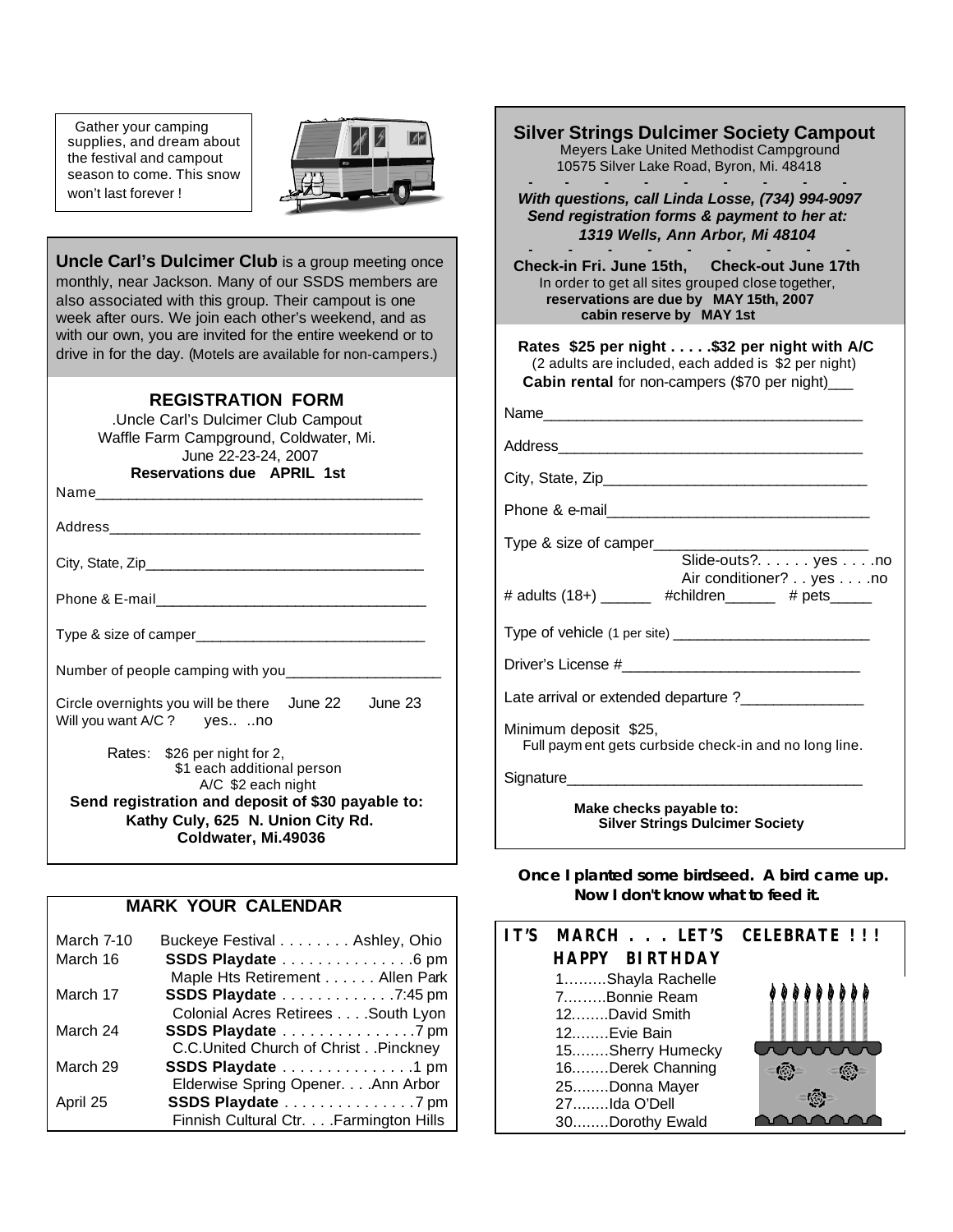Gather your camping supplies, and dream about the festival and campout season to come. This snow won't last forever !

**Uncle Carl's Dulcimer Club** is a group meeting once monthly, near Jackson. Many of our SSDS members are also associated with this group. Their campout is one week after ours. We join each other's weekend, and as with our own, you are invited for the entire weekend or to drive in for the day. (Motels are available for non-campers.)

## REGISTRATION FORM

.Uncle Carl's Dulcimer Club Campout
Waffle Farm Campground, Coldwater, Mi.
June 22-23-24, 2007
**Reservations due APRIL 1st**

Name_______________________________________

Address_____________________________________

City, State, Zip_______________________________

Phone & E-mail_______________________________

Type & size of camper__________________________

Number of people camping with you__________________

Circle overnights you will be there June 22 June 23
Will you want A/C ? yes.. ..no

Rates: $26 per night for 2,
$1 each additional person
A/C $2 each night

**Send registration and deposit of $30 payable to:**
**Kathy Culy, 625 N. Union City Rd.**
**Coldwater, Mi.49036**

## MARK YOUR CALENDAR

| | |
|---|---|
| March 7-10 | Buckeye Festival . . . . . . . . Ashley, Ohio |
| March 16 | **SSDS Playdate** . . . . . . . . . . . . . . .6 pm<br>Maple Hts Retirement . . . . . . Allen Park |
| March 17 | **SSDS Playdate** . . . . . . . . . . . . .7:45 pm<br>Colonial Acres Retirees . . . .South Lyon |
| March 24 | **SSDS Playdate** . . . . . . . . . . . . . . .7 pm<br>C.C.United Church of Christ . .Pinckney |
| March 29 | **SSDS Playdate** . . . . . . . . . . . . . . .1 pm<br>Elderwise Spring Opener. . . .Ann Arbor |
| April 25 | **SSDS Playdate** . . . . . . . . . . . . . . .7 pm<br>Finnish Cultural Ctr. . . .Farmington Hills |

## Silver Strings Dulcimer Society Campout

Meyers Lake United Methodist Campground
10575 Silver Lake Road, Byron, Mi. 48418

***With questions, call Linda Losse, (734) 994-9097***
***Send registration forms & payment to her at:***
***1319 Wells, Ann Arbor, Mi 48104***

**Check-in Fri. June 15th, Check-out June 17th**
In order to get all sites grouped close together,
**reservations are due by MAY 15th, 2007**
**cabin reserve by MAY 1st**

**Rates $25 per night . . . . .$32 per night with A/C**
(2 adults are included, each added is $2 per night)
**Cabin rental** for non-campers ($70 per night)___

Name_______________________________________

Address_____________________________________

City, State, Zip_______________________________

Phone & e-mail_______________________________

Type & size of camper__________________________
Slide-outs?. . . . . . yes . . . .no
Air conditioner? . . yes . . . .no

# adults (18+) ______ #children______ # pets_____

Type of vehicle (1 per site) _______________________

Driver's License #____________________________

Late arrival or extended departure ?______________

Minimum deposit $25,
Full payment gets curbside check-in and no long line.

Signature___________________________________

**Make checks payable to:**
**Silver Strings Dulcimer Society**

**Once I planted some birdseed. A bird came up. Now I don't know what to feed it.**

## IT'S MARCH . . . LET'S CELEBRATE ! ! !
### HAPPY BIRTHDAY

1.........Shayla Rachelle
7.........Bonnie Ream
12........David Smith
12........Evie Bain
15........Sherry Humecky
16........Derek Channing
25........Donna Mayer
27........Ida O'Dell
30........Dorothy Ewald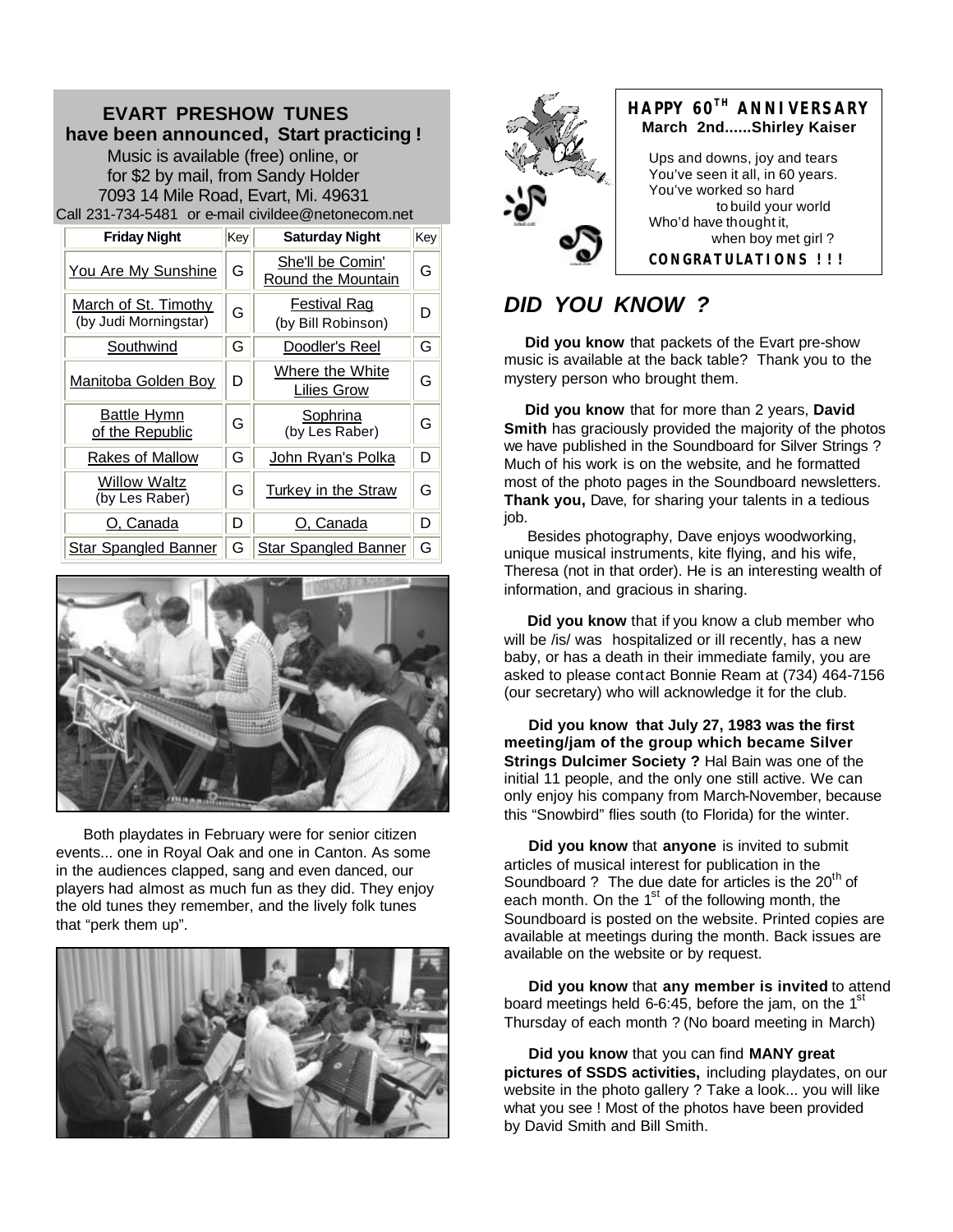## EVART PRESHOW TUNES have been announced, Start practicing !

Music is available (free) online, or for $2 by mail, from Sandy Holder
7093 14 Mile Road, Evart, Mi. 49631
Call 231-734-5481 or e-mail civildee@netonecom.net

| Friday Night | Key | Saturday Night | Key |
|---|---|---|---|
| You Are My Sunshine | G | She'll be Comin' Round the Mountain | G |
| March of St. Timothy (by Judi Morningstar) | G | Festival Rag (by Bill Robinson) | D |
| Southwind | G | Doodler's Reel | G |
| Manitoba Golden Boy | D | Where the White Lilies Grow | G |
| Battle Hymn of the Republic | G | Sophrina (by Les Raber) | G |
| Rakes of Mallow | G | John Ryan's Polka | D |
| Willow Waltz (by Les Raber) | G | Turkey in the Straw | G |
| O, Canada | D | O, Canada | D |
| Star Spangled Banner | G | Star Spangled Banner | G |

Both playdates in February were for senior citizen events... one in Royal Oak and one in Canton. As some in the audiences clapped, sang and even danced, our players had almost as much fun as they did. They enjoy the old tunes they remember, and the lively folk tunes that "perk them up".

**HAPPY 60TH ANNIVERSARY**
**March 2nd......Shirley Kaiser**

Ups and downs, joy and tears
You've seen it all, in 60 years.
You've worked so hard
to build your world
Who'd have thought it,
when boy met girl ?

**CONGRATULATIONS ! ! !**

## *DID YOU KNOW ?*

**Did you know** that packets of the Evart pre-show music is available at the back table? Thank you to the mystery person who brought them.

**Did you know** that for more than 2 years, **David Smith** has graciously provided the majority of the photos we have published in the Soundboard for Silver Strings ? Much of his work is on the website, and he formatted most of the photo pages in the Soundboard newsletters. **Thank you,** Dave, for sharing your talents in a tedious job.

Besides photography, Dave enjoys woodworking, unique musical instruments, kite flying, and his wife, Theresa (not in that order). He is an interesting wealth of information, and gracious in sharing.

**Did you know** that if you know a club member who will be /is/ was hospitalized or ill recently, has a new baby, or has a death in their immediate family, you are asked to please contact Bonnie Ream at (734) 464-7156 (our secretary) who will acknowledge it for the club.

**Did you know that July 27, 1983 was the first meeting/jam of the group which became Silver Strings Dulcimer Society ?** Hal Bain was one of the initial 11 people, and the only one still active. We can only enjoy his company from March-November, because this "Snowbird" flies south (to Florida) for the winter.

**Did you know** that **anyone** is invited to submit articles of musical interest for publication in the Soundboard ? The due date for articles is the 20th of each month. On the 1st of the following month, the Soundboard is posted on the website. Printed copies are available at meetings during the month. Back issues are available on the website or by request.

**Did you know** that **any member is invited** to attend board meetings held 6-6:45, before the jam, on the 1st Thursday of each month ? (No board meeting in March)

**Did you know** that you can find **MANY great pictures of SSDS activities,** including playdates, on our website in the photo gallery ? Take a look... you will like what you see ! Most of the photos have been provided by David Smith and Bill Smith.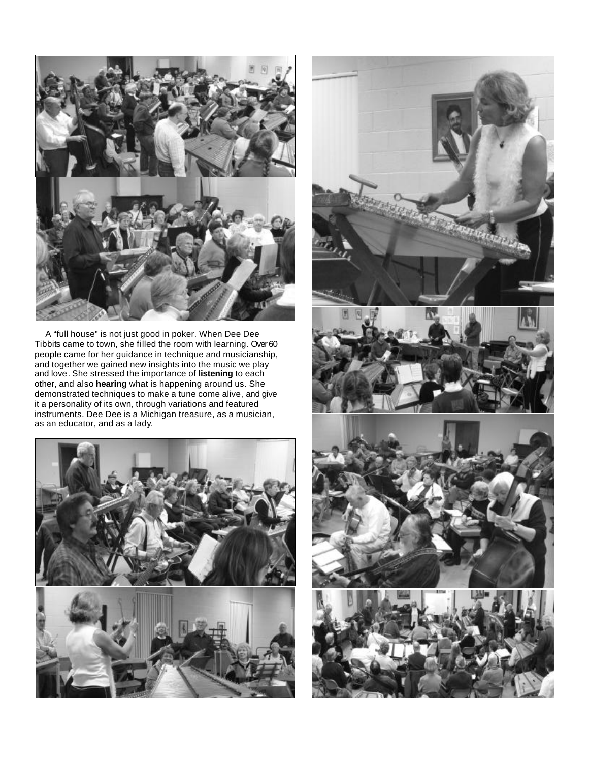A "full house" is not just good in poker. When Dee Dee Tibbits came to town, she filled the room with learning. Over 60 people came for her guidance in technique and musicianship, and together we gained new insights into the music we play and love. She stressed the importance of **listening** to each other, and also **hearing** what is happening around us. She demonstrated techniques to make a tune come alive, and give it a personality of its own, through variations and featured instruments. Dee Dee is a Michigan treasure, as a musician, as an educator, and as a lady.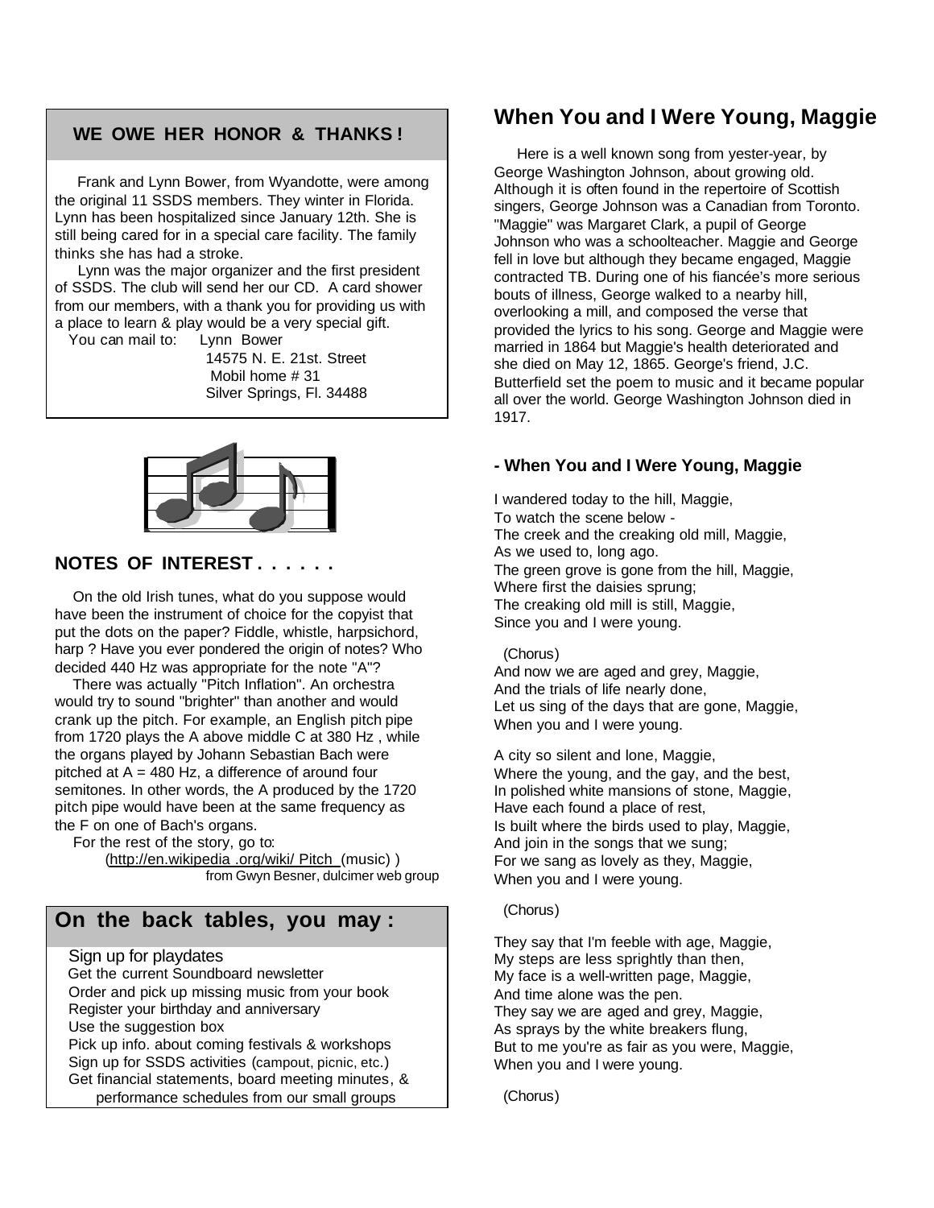## WE OWE HER HONOR & THANKS !

Frank and Lynn Bower, from Wyandotte, were among the original 11 SSDS members. They winter in Florida. Lynn has been hospitalized since January 12th. She is still being cared for in a special care facility. The family thinks she has had a stroke.

Lynn was the major organizer and the first president of SSDS. The club will send her our CD. A card shower from our members, with a thank you for providing us with a place to learn & play would be a very special gift.

You can mail to: Lynn Bower
14575 N. E. 21st. Street
Mobil home # 31
Silver Springs, Fl. 34488

## NOTES OF INTEREST . . . . . .

On the old Irish tunes, what do you suppose would have been the instrument of choice for the copyist that put the dots on the paper? Fiddle, whistle, harpsichord, harp ? Have you ever pondered the origin of notes? Who decided 440 Hz was appropriate for the note "A"?

There was actually "Pitch Inflation". An orchestra would try to sound "brighter" than another and would crank up the pitch. For example, an English pitch pipe from 1720 plays the A above middle C at 380 Hz , while the organs played by Johann Sebastian Bach were pitched at A = 480 Hz, a difference of around four semitones. In other words, the A produced by the 1720 pitch pipe would have been at the same frequency as the F on one of Bach's organs.

For the rest of the story, go to:
(http://en.wikipedia .org/wiki/ Pitch_(music) )
from Gwyn Besner, dulcimer web group

## On the back tables, you may :

Sign up for playdates
Get the current Soundboard newsletter
Order and pick up missing music from your book
Register your birthday and anniversary
Use the suggestion box
Pick up info. about coming festivals & workshops
Sign up for SSDS activities (campout, picnic, etc.)
Get financial statements, board meeting minutes, & performance schedules from our small groups

## When You and I Were Young, Maggie

Here is a well known song from yester-year, by George Washington Johnson, about growing old. Although it is often found in the repertoire of Scottish singers, George Johnson was a Canadian from Toronto. "Maggie" was Margaret Clark, a pupil of George Johnson who was a schoolteacher. Maggie and George fell in love but although they became engaged, Maggie contracted TB. During one of his fiancée's more serious bouts of illness, George walked to a nearby hill, overlooking a mill, and composed the verse that provided the lyrics to his song. George and Maggie were married in 1864 but Maggie's health deteriorated and she died on May 12, 1865. George's friend, J.C. Butterfield set the poem to music and it became popular all over the world. George Washington Johnson died in 1917.

### - When You and I Were Young, Maggie

I wandered today to the hill, Maggie,
To watch the scene below -
The creek and the creaking old mill, Maggie,
As we used to, long ago.
The green grove is gone from the hill, Maggie,
Where first the daisies sprung;
The creaking old mill is still, Maggie,
Since you and I were young.

(Chorus)
And now we are aged and grey, Maggie,
And the trials of life nearly done,
Let us sing of the days that are gone, Maggie,
When you and I were young.

A city so silent and lone, Maggie,
Where the young, and the gay, and the best,
In polished white mansions of stone, Maggie,
Have each found a place of rest,
Is built where the birds used to play, Maggie,
And join in the songs that we sung;
For we sang as lovely as they, Maggie,
When you and I were young.

(Chorus)

They say that I'm feeble with age, Maggie,
My steps are less sprightly than then,
My face is a well-written page, Maggie,
And time alone was the pen.
They say we are aged and grey, Maggie,
As sprays by the white breakers flung,
But to me you're as fair as you were, Maggie,
When you and I were young.

(Chorus)